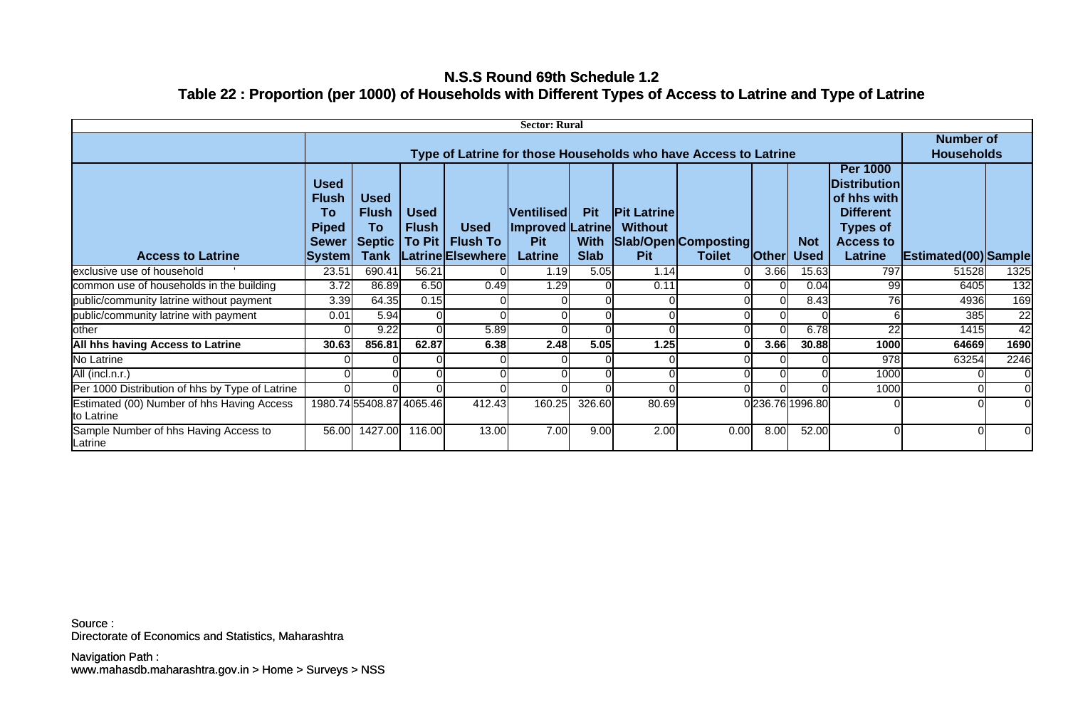# N.S.S Round 69th Schedule 1.2

## Table 22 : Proportion (per 1000) of Households with Different Types of Access to Latrine and Type of Latrine

| Sector: Rural | | | | | | | | | | | | | | |
|---|---|---|---|---|---|---|---|---|---|---|---|---|---|---|
| | Type of Latrine for those Households who have Access to Latrine | | | | | | | | | | | | Number of Households | |
| **Access to Latrine** | **Used Flush To Piped Sewer System** | **Used Flush To Septic Tank** | **Used Flush To Pit Latrine** | **Used Flush To Elsewhere** | **Ventilised Improved Pit Latrine** | **Pit Latrine With Slab** | **Pit Latrine Without Slab/Open Pit** | **Composting Toilet** | **Other** | **Not Used** | **Per 1000 Distribution of hhs with Different Types of Access to Latrine** | **Estimated(00)** | **Sample** |
| exclusive use of household ' | 23.51 | 690.41 | 56.21 | 0 | 1.19 | 5.05 | 1.14 | 0 | 3.66 | 15.63 | 797 | 51528 | 1325 |
| common use of households in the building | 3.72 | 86.89 | 6.50 | 0.49 | 1.29 | 0 | 0.11 | 0 | 0 | 0.04 | 99 | 6405 | 132 |
| public/community latrine without payment | 3.39 | 64.35 | 0.15 | 0 | 0 | 0 | 0 | 0 | 0 | 8.43 | 76 | 4936 | 169 |
| public/community latrine with payment | 0.01 | 5.94 | 0 | 0 | 0 | 0 | 0 | 0 | 0 | 0 | 6 | 385 | 22 |
| other | 0 | 9.22 | 0 | 5.89 | 0 | 0 | 0 | 0 | 0 | 6.78 | 22 | 1415 | 42 |
| **All hhs having Access to Latrine** | **30.63** | **856.81** | **62.87** | **6.38** | **2.48** | **5.05** | **1.25** | **0** | **3.66** | **30.88** | **1000** | **64669** | **1690** |
| No Latrine | 0 | 0 | 0 | 0 | 0 | 0 | 0 | 0 | 0 | 0 | 978 | 63254 | 2246 |
| All (incl.n.r.) | 0 | 0 | 0 | 0 | 0 | 0 | 0 | 0 | 0 | 0 | 1000 | 0 | 0 |
| Per 1000 Distribution of hhs by Type of Latrine | 0 | 0 | 0 | 0 | 0 | 0 | 0 | 0 | 0 | 0 | 1000 | 0 | 0 |
| Estimated (00) Number of hhs Having Access to Latrine | 1980.74 | 55408.87 | 4065.46 | 412.43 | 160.25 | 326.60 | 80.69 | 0 | 236.76 | 1996.80 | 0 | 0 | 0 |
| Sample Number of hhs Having Access to Latrine | 56.00 | 1427.00 | 116.00 | 13.00 | 7.00 | 9.00 | 2.00 | 0.00 | 8.00 | 52.00 | 0 | 0 | 0 |

Source :
Directorate of Economics and Statistics, Maharashtra

Navigation Path :
www.mahasdb.maharashtra.gov.in > Home > Surveys > NSS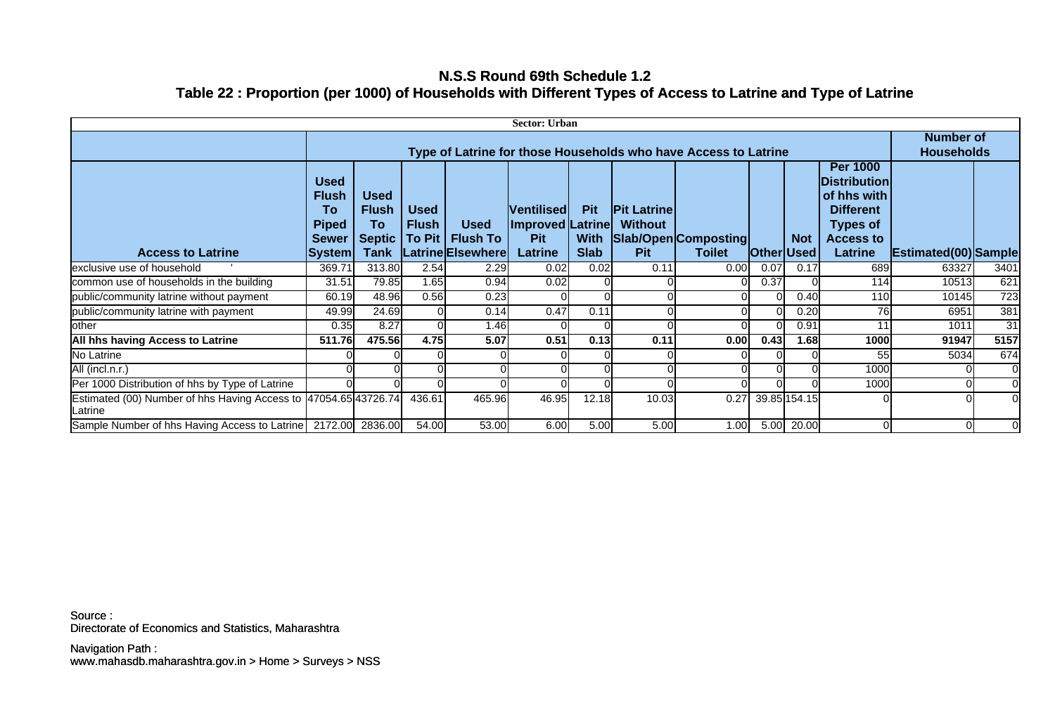# N.S.S Round 69th Schedule 1.2

## Table 22 : Proportion (per 1000) of Households with Different Types of Access to Latrine and Type of Latrine

| Sector: Urban | | | | | | | | | | | | | |
|---|---|---|---|---|---|---|---|---|---|---|---|---|---|
| | Type of Latrine for those Households who have Access to Latrine | | | | | | | | | | | Number of Households | |
| **Access to Latrine** | **Used Flush To Piped Sewer System** | **Used Flush To Septic Tank** | **Used Flush To Pit Latrine** | **Used Flush To Elsewhere** | **Ventilised Improved Pit Latrine** | **Pit Latrine With Slab** | **Pit Latrine Without Slab/Open Pit** | **Composting Toilet** | **Other** | **Not Used** | **Per 1000 Distribution of hhs with Different Types of Access to Latrine** | **Estimated(00)** | **Sample** |
| exclusive use of household ' | 369.71 | 313.80 | 2.54 | 2.29 | 0.02 | 0.02 | 0.11 | 0.00 | 0.07 | 0.17 | 689 | 63327 | 3401 |
| common use of households in the building | 31.51 | 79.85 | 1.65 | 0.94 | 0.02 | 0 | 0 | 0 | 0.37 | 0 | 114 | 10513 | 621 |
| public/community latrine without payment | 60.19 | 48.96 | 0.56 | 0.23 | 0 | 0 | 0 | 0 | 0 | 0.40 | 110 | 10145 | 723 |
| public/community latrine with payment | 49.99 | 24.69 | 0 | 0.14 | 0.47 | 0.11 | 0 | 0 | 0 | 0.20 | 76 | 6951 | 381 |
| other | 0.35 | 8.27 | 0 | 1.46 | 0 | 0 | 0 | 0 | 0 | 0.91 | 11 | 1011 | 31 |
| **All hhs having Access to Latrine** | **511.76** | **475.56** | **4.75** | **5.07** | **0.51** | **0.13** | **0.11** | **0.00** | **0.43** | **1.68** | **1000** | **91947** | **5157** |
| No Latrine | 0 | 0 | 0 | 0 | 0 | 0 | 0 | 0 | 0 | 0 | 55 | 5034 | 674 |
| All (incl.n.r.) | 0 | 0 | 0 | 0 | 0 | 0 | 0 | 0 | 0 | 0 | 1000 | 0 | 0 |
| Per 1000 Distribution of hhs by Type of Latrine | 0 | 0 | 0 | 0 | 0 | 0 | 0 | 0 | 0 | 0 | 1000 | 0 | 0 |
| Estimated (00) Number of hhs Having Access to Latrine | 47054.65 | 43726.74 | 436.61 | 465.96 | 46.95 | 12.18 | 10.03 | 0.27 | 39.85 | 154.15 | 0 | 0 | 0 |
| Sample Number of hhs Having Access to Latrine | 2172.00 | 2836.00 | 54.00 | 53.00 | 6.00 | 5.00 | 5.00 | 1.00 | 5.00 | 20.00 | 0 | 0 | 0 |

Source :
Directorate of Economics and Statistics, Maharashtra

Navigation Path :
www.mahasdb.maharashtra.gov.in > Home > Surveys > NSS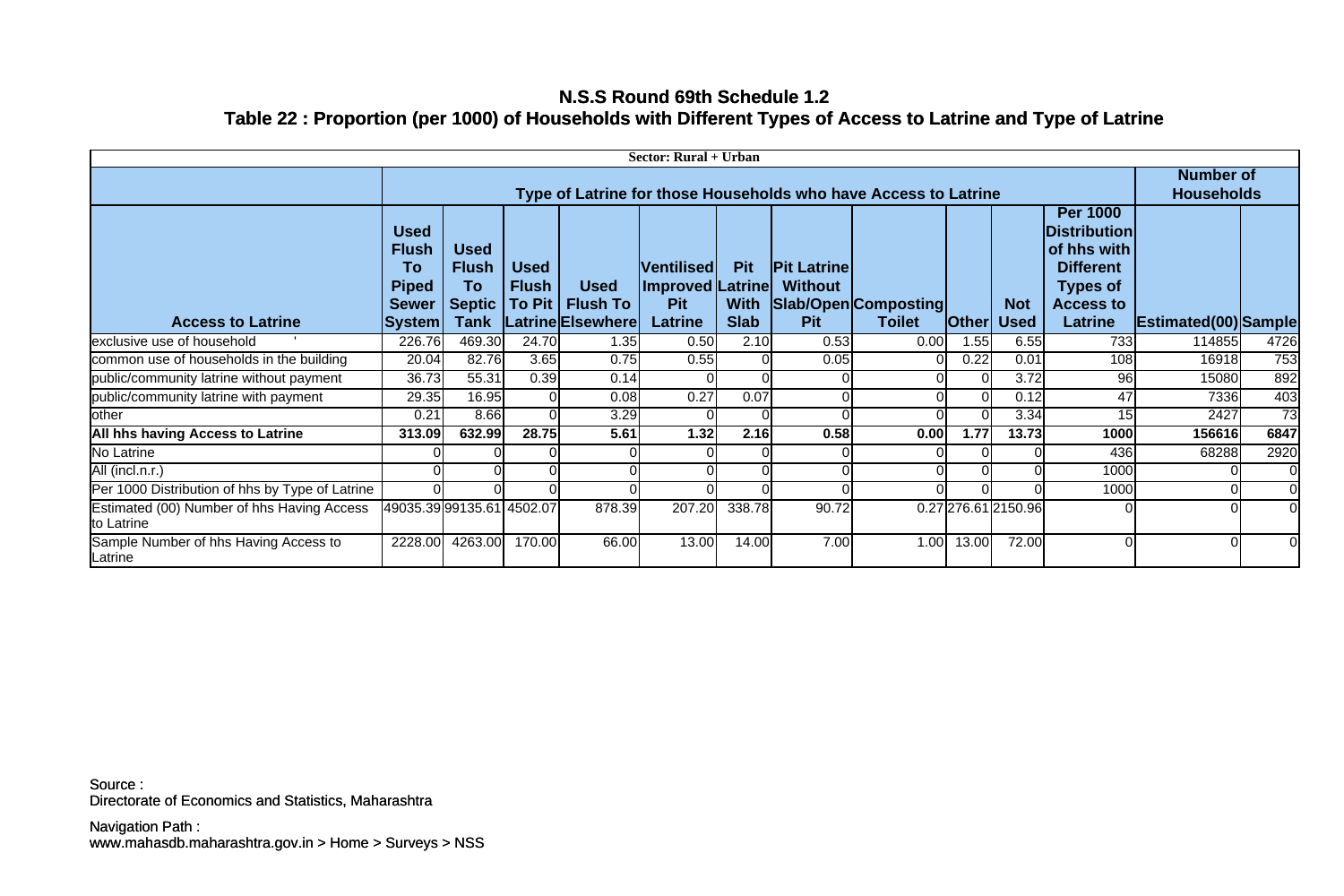# N.S.S Round 69th Schedule 1.2

## Table 22 : Proportion (per 1000) of Households with Different Types of Access to Latrine and Type of Latrine

| Sector: Rural + Urban | | | | | | | | | | | | | |
|---|---|---|---|---|---|---|---|---|---|---|---|---|---|
| | Type of Latrine for those Households who have Access to Latrine | | | | | | | | | | | Number of Households | |
| **Access to Latrine** | **Used Flush To Piped Sewer System** | **Used Flush To Septic Tank** | **Used Flush To Pit Latrine** | **Used Flush To Elsewhere** | **Ventilised Improved Pit Latrine** | **Pit Latrine With Slab** | **Pit Latrine Without Slab/Open Pit** | **Composting Toilet** | **Other** | **Not Used** | **Per 1000 Distribution of hhs with Different Types of Access to Latrine** | **Estimated(00)** | **Sample** |
| exclusive use of household ' | 226.76 | 469.30 | 24.70 | 1.35 | 0.50 | 2.10 | 0.53 | 0.00 | 1.55 | 6.55 | 733 | 114855 | 4726 |
| common use of households in the building | 20.04 | 82.76 | 3.65 | 0.75 | 0.55 | 0 | 0.05 | 0 | 0.22 | 0.01 | 108 | 16918 | 753 |
| public/community latrine without payment | 36.73 | 55.31 | 0.39 | 0.14 | 0 | 0 | 0 | 0 | 0 | 3.72 | 96 | 15080 | 892 |
| public/community latrine with payment | 29.35 | 16.95 | 0 | 0.08 | 0.27 | 0.07 | 0 | 0 | 0 | 0.12 | 47 | 7336 | 403 |
| other | 0.21 | 8.66 | 0 | 3.29 | 0 | 0 | 0 | 0 | 0 | 3.34 | 15 | 2427 | 73 |
| **All hhs having Access to Latrine** | **313.09** | **632.99** | **28.75** | **5.61** | **1.32** | **2.16** | **0.58** | **0.00** | **1.77** | **13.73** | **1000** | **156616** | **6847** |
| No Latrine | 0 | 0 | 0 | 0 | 0 | 0 | 0 | 0 | 0 | 0 | 436 | 68288 | 2920 |
| All (incl.n.r.) | 0 | 0 | 0 | 0 | 0 | 0 | 0 | 0 | 0 | 0 | 1000 | 0 | 0 |
| Per 1000 Distribution of hhs by Type of Latrine | 0 | 0 | 0 | 0 | 0 | 0 | 0 | 0 | 0 | 0 | 1000 | 0 | 0 |
| Estimated (00) Number of hhs Having Access to Latrine | 49035.39 | 99135.61 | 4502.07 | 878.39 | 207.20 | 338.78 | 90.72 | 0.27 | 276.61 | 2150.96 | 0 | 0 | 0 |
| Sample Number of hhs Having Access to Latrine | 2228.00 | 4263.00 | 170.00 | 66.00 | 13.00 | 14.00 | 7.00 | 1.00 | 13.00 | 72.00 | 0 | 0 | 0 |

Source :
Directorate of Economics and Statistics, Maharashtra

Navigation Path :
www.mahasdb.maharashtra.gov.in > Home > Surveys > NSS